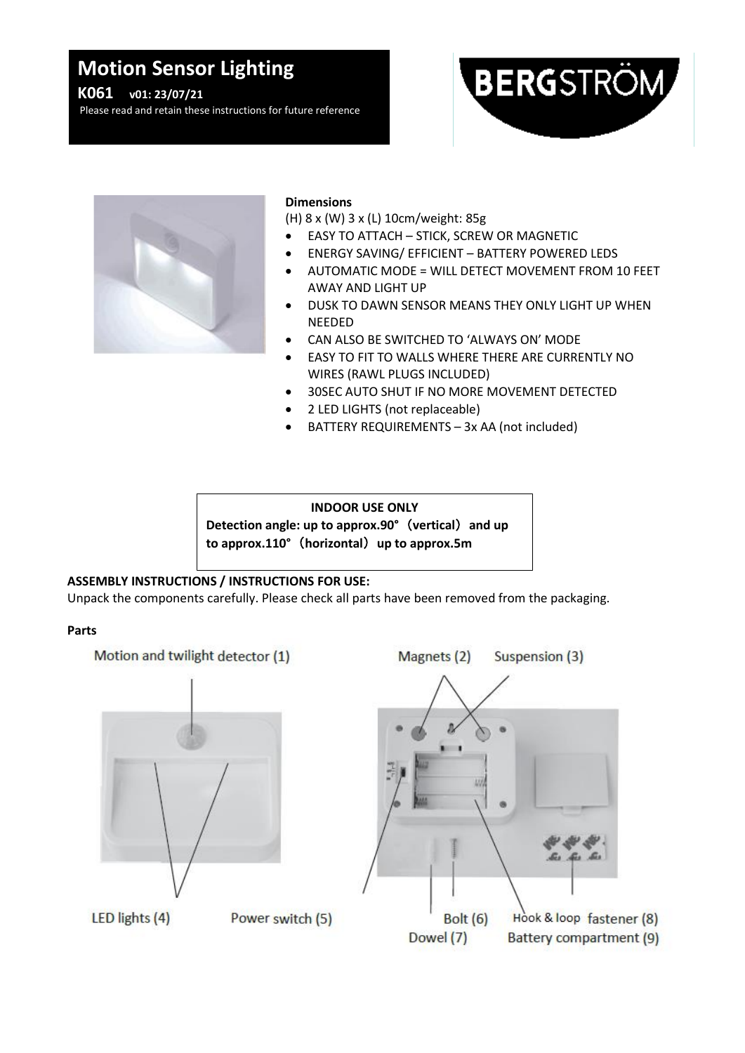# Motion Sensor Lighting

**K061 v01: 23/07/21**

Please read and retain these instructions for future reference

BERGSTRÖM

**Dimensions**

(H) 8 x (W) 3 x (L) 10cm/weight: 85g

- EASY TO ATTACH – STICK, SCREW OR MAGNETIC
- ENERGY SAVING/ EFFICIENT – BATTERY POWERED LEDS
- AUTOMATIC MODE = WILL DETECT MOVEMENT FROM 10 FEET AWAY AND LIGHT UP
- DUSK TO DAWN SENSOR MEANS THEY ONLY LIGHT UP WHEN NEEDED
- CAN ALSO BE SWITCHED TO 'ALWAYS ON' MODE
- EASY TO FIT TO WALLS WHERE THERE ARE CURRENTLY NO WIRES (RAWL PLUGS INCLUDED)
- 30SEC AUTO SHUT IF NO MORE MOVEMENT DETECTED
- 2 LED LIGHTS (not replaceable)
- BATTERY REQUIREMENTS – 3x AA (not included)

**INDOOR USE ONLY**

**Detection angle: up to approx.90°（vertical）and up to approx.110°（horizontal）up to approx.5m**

**ASSEMBLY INSTRUCTIONS / INSTRUCTIONS FOR USE:**

Unpack the components carefully. Please check all parts have been removed from the packaging.

**Parts**

Motion and twilight detector (1)

Magnets (2)

Suspension (3)

LED lights (4)

Power switch (5)

Bolt (6)

Dowel (7)

Hook & loop fastener (8)

Battery compartment (9)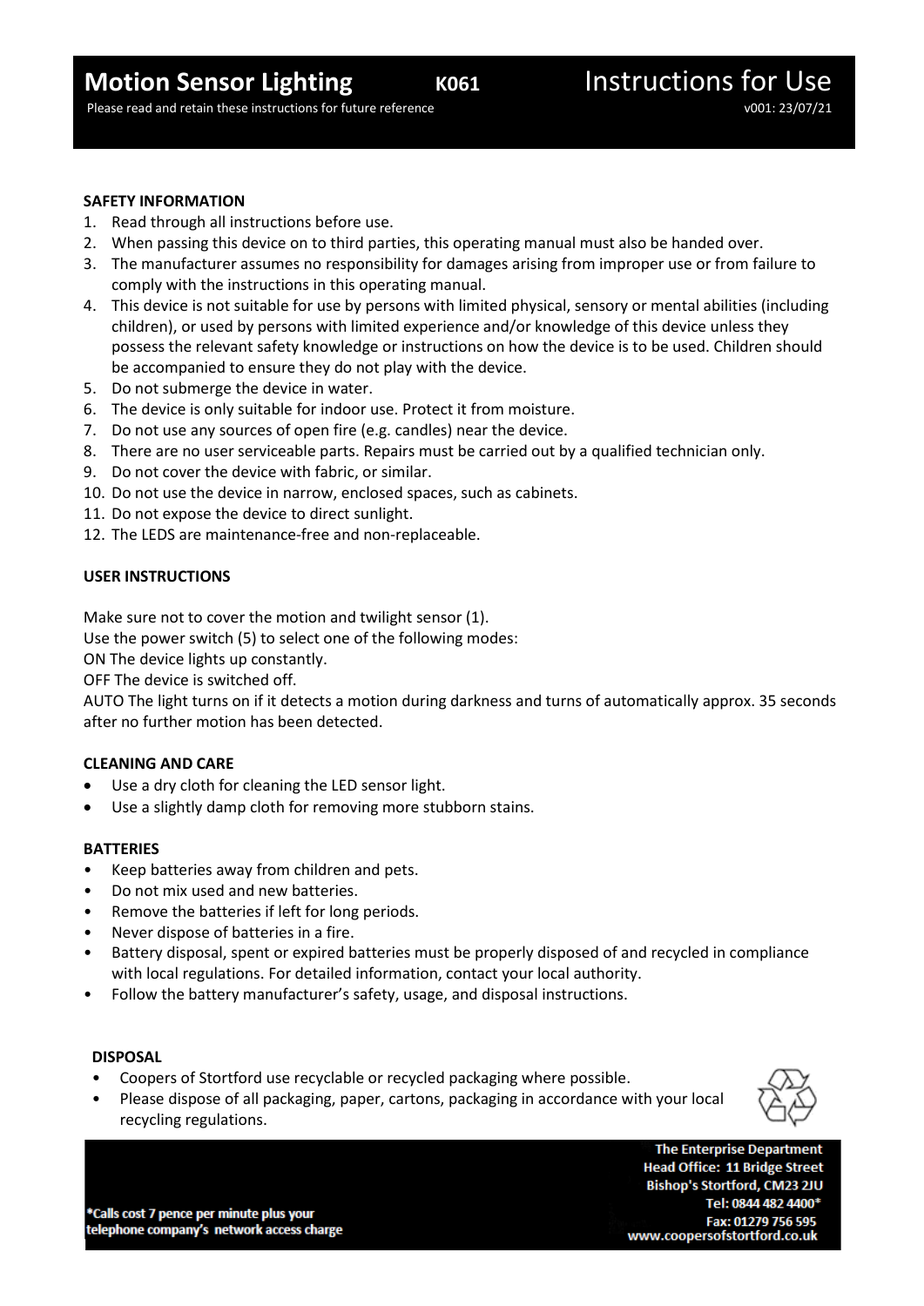# Motion Sensor Lighting K061 Instructions for Use

Please read and retain these instructions for future reference v001: 23/07/21

**SAFETY INFORMATION**

1. Read through all instructions before use.
2. When passing this device on to third parties, this operating manual must also be handed over.
3. The manufacturer assumes no responsibility for damages arising from improper use or from failure to comply with the instructions in this operating manual.
4. This device is not suitable for use by persons with limited physical, sensory or mental abilities (including children), or used by persons with limited experience and/or knowledge of this device unless they possess the relevant safety knowledge or instructions on how the device is to be used. Children should be accompanied to ensure they do not play with the device.
5. Do not submerge the device in water.
6. The device is only suitable for indoor use. Protect it from moisture.
7. Do not use any sources of open fire (e.g. candles) near the device.
8. There are no user serviceable parts. Repairs must be carried out by a qualified technician only.
9. Do not cover the device with fabric, or similar.
10. Do not use the device in narrow, enclosed spaces, such as cabinets.
11. Do not expose the device to direct sunlight.
12. The LEDS are maintenance-free and non-replaceable.

**USER INSTRUCTIONS**

Make sure not to cover the motion and twilight sensor (1).
Use the power switch (5) to select one of the following modes:
ON The device lights up constantly.
OFF The device is switched off.
AUTO The light turns on if it detects a motion during darkness and turns of automatically approx. 35 seconds after no further motion has been detected.

**CLEANING AND CARE**

- Use a dry cloth for cleaning the LED sensor light.
- Use a slightly damp cloth for removing more stubborn stains.

**BATTERIES**

- Keep batteries away from children and pets.
- Do not mix used and new batteries.
- Remove the batteries if left for long periods.
- Never dispose of batteries in a fire.
- Battery disposal, spent or expired batteries must be properly disposed of and recycled in compliance with local regulations. For detailed information, contact your local authority.
- Follow the battery manufacturer's safety, usage, and disposal instructions.

**DISPOSAL**

- Coopers of Stortford use recyclable or recycled packaging where possible.
- Please dispose of all packaging, paper, cartons, packaging in accordance with your local recycling regulations.

*Calls cost 7 pence per minute plus your telephone company's network access charge

The Enterprise Department
Head Office: 11 Bridge Street
Bishop's Stortford, CM23 2JU
Tel: 0844 482 4400*
Fax: 01279 756 595
www.coopersofstortford.co.uk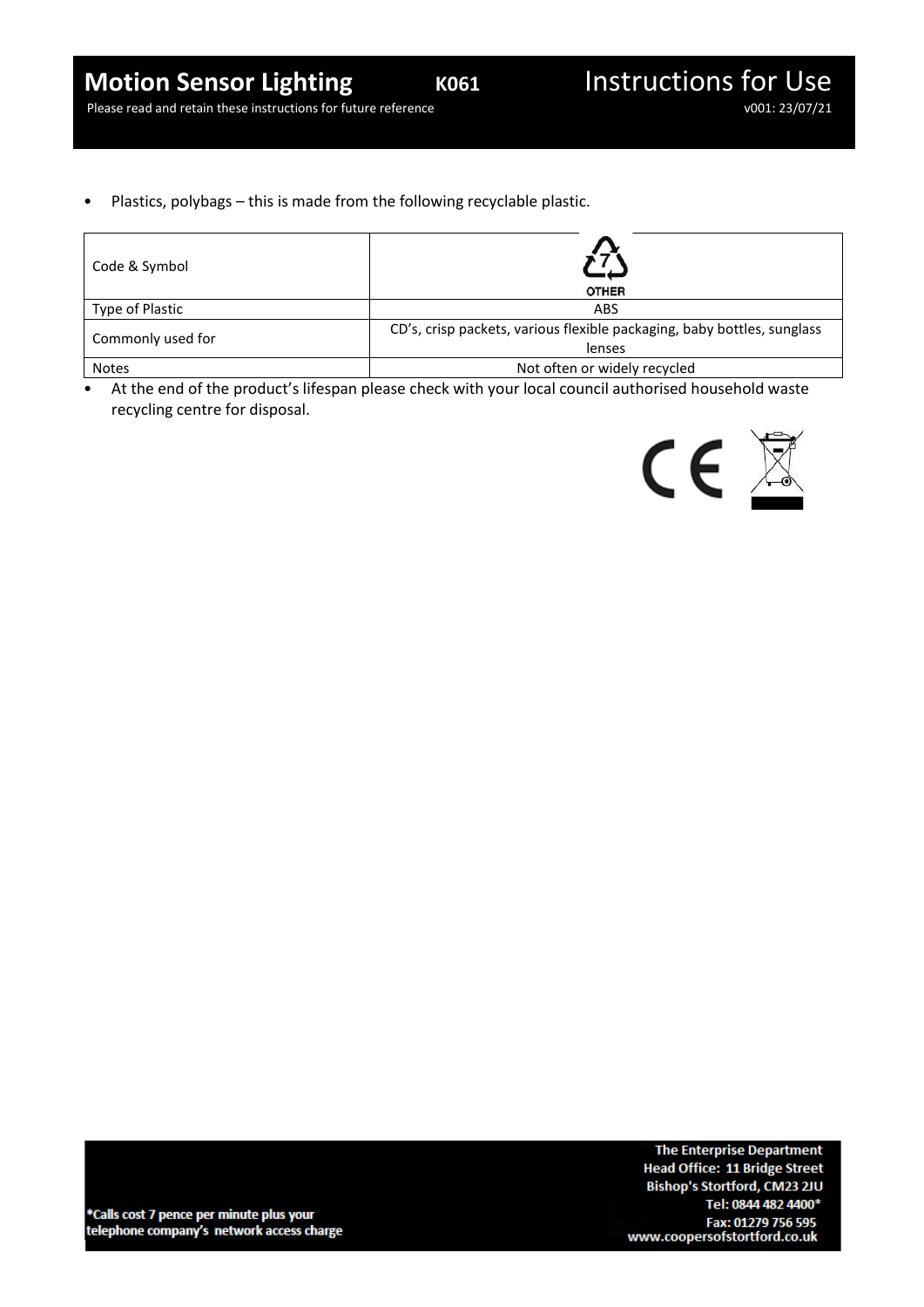- Plastics, polybags – this is made from the following recyclable plastic.

| | |
|---|---|
| Code & Symbol | 7 OTHER |
| Type of Plastic | ABS |
| Commonly used for | CD's, crisp packets, various flexible packaging, baby bottles, sunglass lenses |
| Notes | Not often or widely recycled |

- At the end of the product's lifespan please check with your local council authorised household waste recycling centre for disposal.

*Calls cost 7 pence per minute plus your telephone company's network access charge

**The Enterprise Department**
**Head Office: 11 Bridge Street**
**Bishop's Stortford, CM23 2JU**
**Tel: 0844 482 4400***
**Fax: 01279 756 595**
**www.coopersofstortford.co.uk**